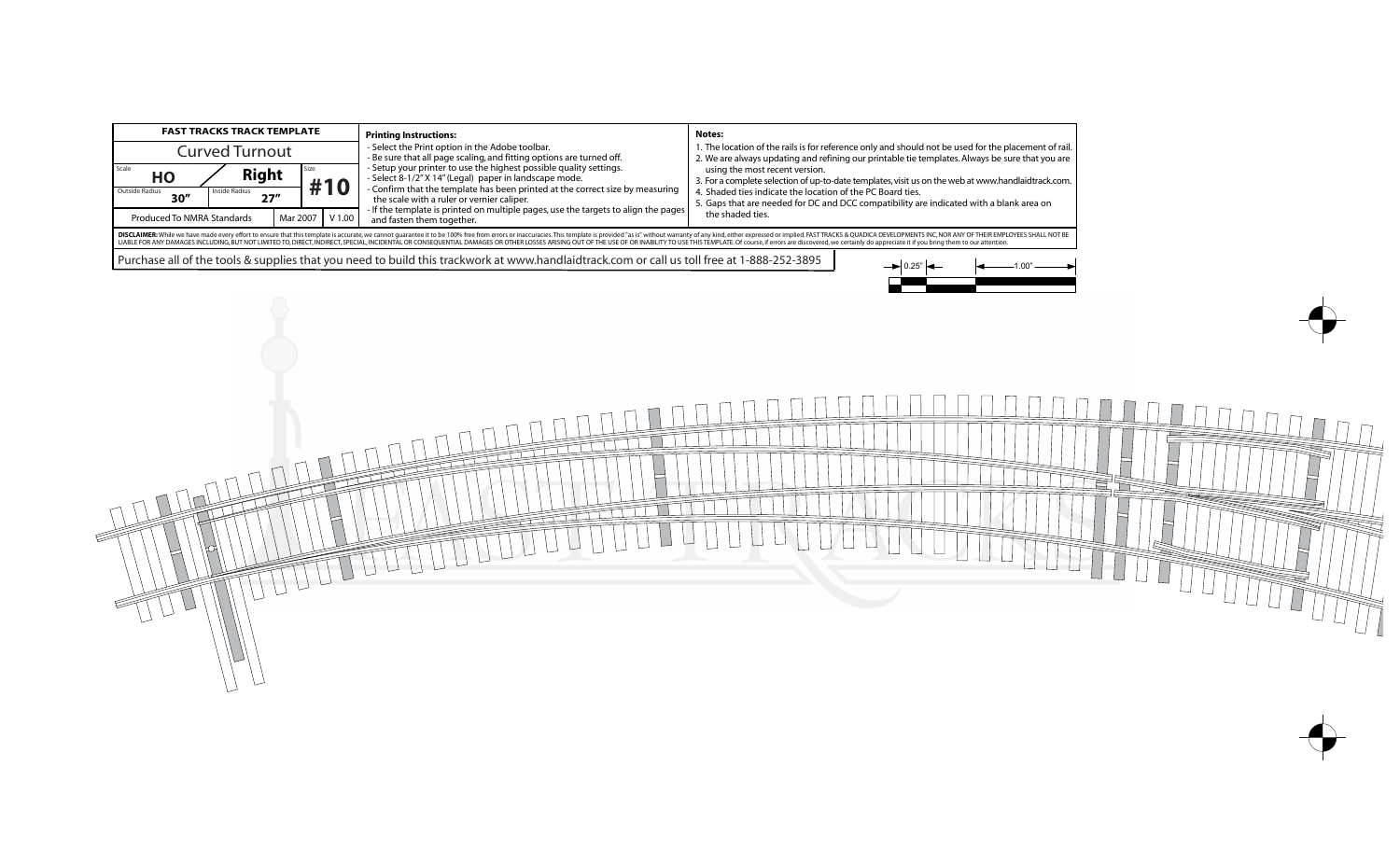## FAST TRACKS TRACK TEMPLATE

### Curved Turnout

| Scale | | Size |
|---|---|---|
| HO | Right | #10 |
| Outside Radius 30″ | Inside Radius 27″ | |
| Produced To NMRA Standards | Mar 2007 | V 1.00 |

**Printing Instructions:**

- Select the Print option in the Adobe toolbar.
- Be sure that all page scaling, and fitting options are turned off.
- Setup your printer to use the highest possible quality settings.
- Select 8-1/2" X 14" (Legal) paper in landscape mode.
- Confirm that the template has been printed at the correct size by measuring the scale with a ruler or vernier caliper.
- If the template is printed on multiple pages, use the targets to align the pages and fasten them together.

**Notes:**

1. The location of the rails is for reference only and should not be used for the placement of rail.
2. We are always updating and refining our printable tie templates. Always be sure that you are using the most recent version.
3. For a complete selection of up-to-date templates, visit us on the web at www.handlaidtrack.com.
4. Shaded ties indicate the location of the PC Board ties.
5. Gaps that are needed for DC and DCC compatibility are indicated with a blank area on the shaded ties.

**DISCLAIMER:** While we have made every effort to ensure that this template is accurate, we cannot guarantee it to be 100% free from errors or inaccuracies. This template is provided "as is" without warranty of any kind, either expressed or implied. FAST TRACKS & QUADICA DEVELOPMENTS INC, NOR ANY OF THEIR EMPLOYEES SHALL NOT BE LIABLE FOR ANY DAMAGES INCLUDING, BUT NOT LIMITED TO, DIRECT, INDIRECT, SPECIAL, INCIDENTAL OR CONSEQUENTIAL DAMAGES OR OTHER LOSSES ARISING OUT OF THE USE OF OR INABILITY TO USE THIS TEMPLATE. Of course, if errors are discovered, we certainly do appreciate it if you bring them to our attention.

Purchase all of the tools & supplies that you need to build this trackwork at www.handlaidtrack.com or call us toll free at 1-888-252-3895

0.25" 1.00"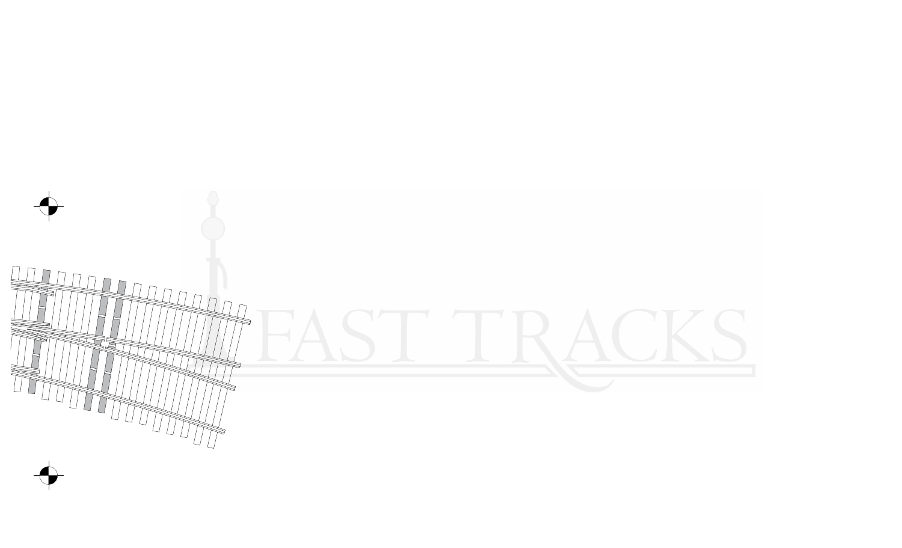FAST TRACKS